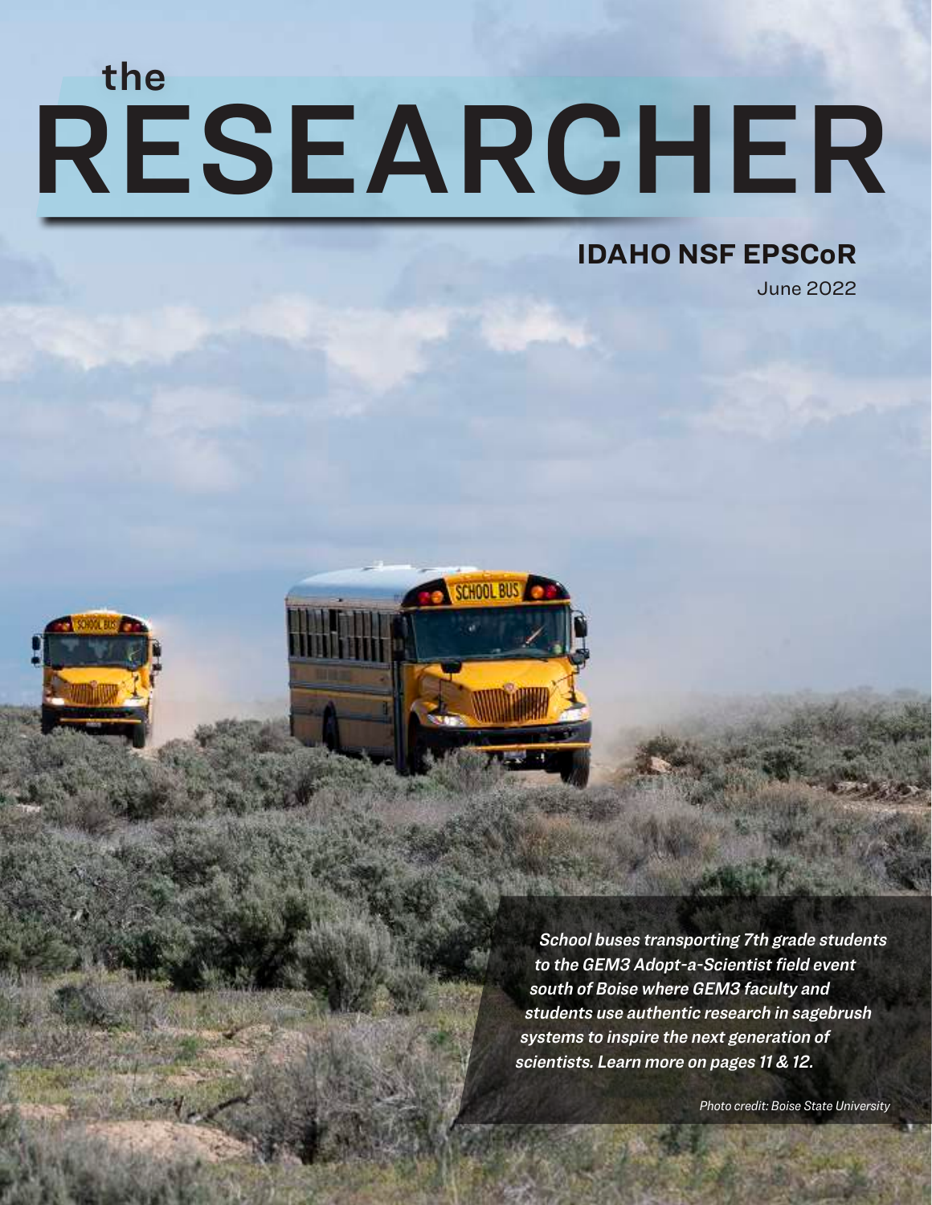# the RESEARCHER

## IDAHO NSF EPSCoR

June 2022

*School buses transporting 7th grade students to the GEM3 Adopt-a-Scientist field event south of Boise where GEM3 faculty and students use authentic research in sagebrush systems to inspire the next generation of scientists. Learn more on pages 11 & 12.*

*Photo credit: Boise State University*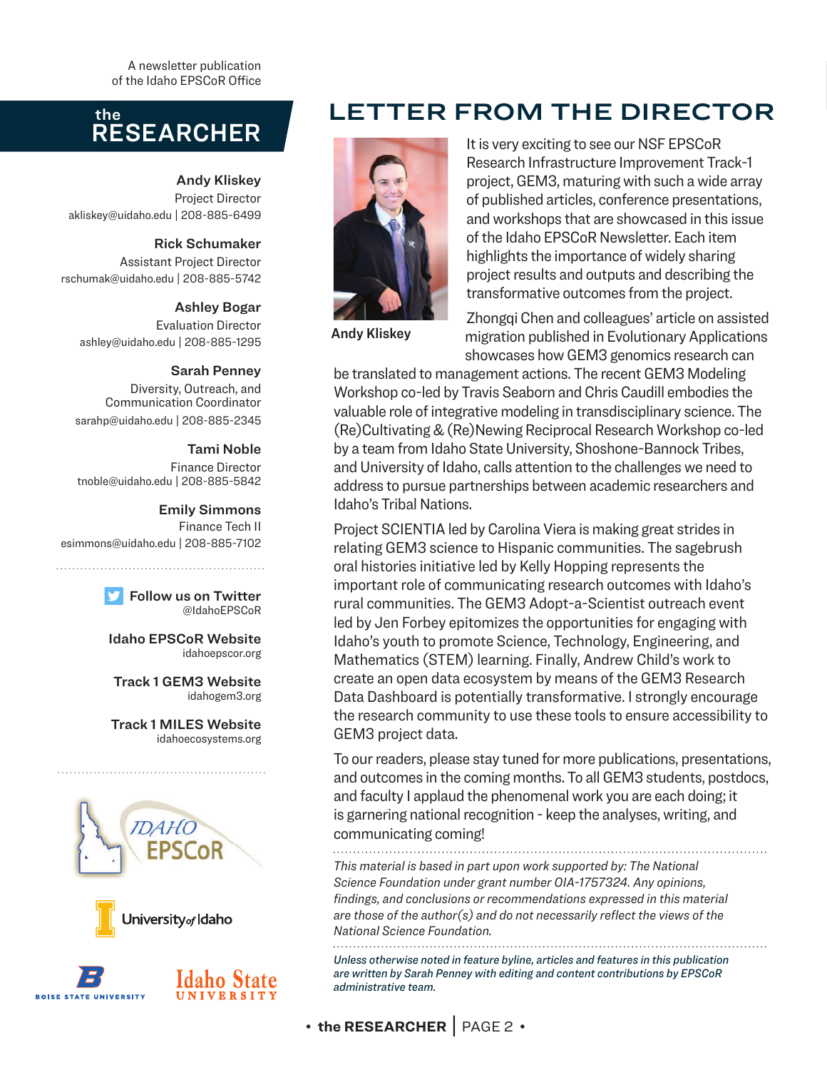A newsletter publication of the Idaho EPSCoR Office

## the RESEARCHER

**Andy Kliskey**
Project Director
akliskey@uidaho.edu | 208-885-6499

**Rick Schumaker**
Assistant Project Director
rschumak@uidaho.edu | 208-885-5742

**Ashley Bogar**
Evaluation Director
ashley@uidaho.edu | 208-885-1295

**Sarah Penney**
Diversity, Outreach, and Communication Coordinator
sarahp@uidaho.edu | 208-885-2345

**Tami Noble**
Finance Director
tnoble@uidaho.edu | 208-885-5842

**Emily Simmons**
Finance Tech II
esimmons@uidaho.edu | 208-885-7102

**Follow us on Twitter**
@IdahoEPSCoR

**Idaho EPSCoR Website**
idahoepscor.org

**Track 1 GEM3 Website**
idahogem3.org

**Track 1 MILES Website**
idahoecosystems.org

# LETTER FROM THE DIRECTOR

**Andy Kliskey**

It is very exciting to see our NSF EPSCoR Research Infrastructure Improvement Track-1 project, GEM3, maturing with such a wide array of published articles, conference presentations, and workshops that are showcased in this issue of the Idaho EPSCoR Newsletter. Each item highlights the importance of widely sharing project results and outputs and describing the transformative outcomes from the project.

Zhongqi Chen and colleagues' article on assisted migration published in Evolutionary Applications showcases how GEM3 genomics research can be translated to management actions. The recent GEM3 Modeling Workshop co-led by Travis Seaborn and Chris Caudill embodies the valuable role of integrative modeling in transdisciplinary science. The (Re)Cultivating & (Re)Newing Reciprocal Research Workshop co-led by a team from Idaho State University, Shoshone-Bannock Tribes, and University of Idaho, calls attention to the challenges we need to address to pursue partnerships between academic researchers and Idaho's Tribal Nations.

Project SCIENTIA led by Carolina Viera is making great strides in relating GEM3 science to Hispanic communities. The sagebrush oral histories initiative led by Kelly Hopping represents the important role of communicating research outcomes with Idaho's rural communities. The GEM3 Adopt-a-Scientist outreach event led by Jen Forbey epitomizes the opportunities for engaging with Idaho's youth to promote Science, Technology, Engineering, and Mathematics (STEM) learning. Finally, Andrew Child's work to create an open data ecosystem by means of the GEM3 Research Data Dashboard is potentially transformative. I strongly encourage the research community to use these tools to ensure accessibility to GEM3 project data.

To our readers, please stay tuned for more publications, presentations, and outcomes in the coming months. To all GEM3 students, postdocs, and faculty I applaud the phenomenal work you are each doing; it is garnering national recognition - keep the analyses, writing, and communicating coming!

*This material is based in part upon work supported by: The National Science Foundation under grant number OIA-1757324. Any opinions, findings, and conclusions or recommendations expressed in this material are those of the author(s) and do not necessarily reflect the views of the National Science Foundation.*

*Unless otherwise noted in feature byline, articles and features in this publication are written by Sarah Penney with editing and content contributions by EPSCoR administrative team.*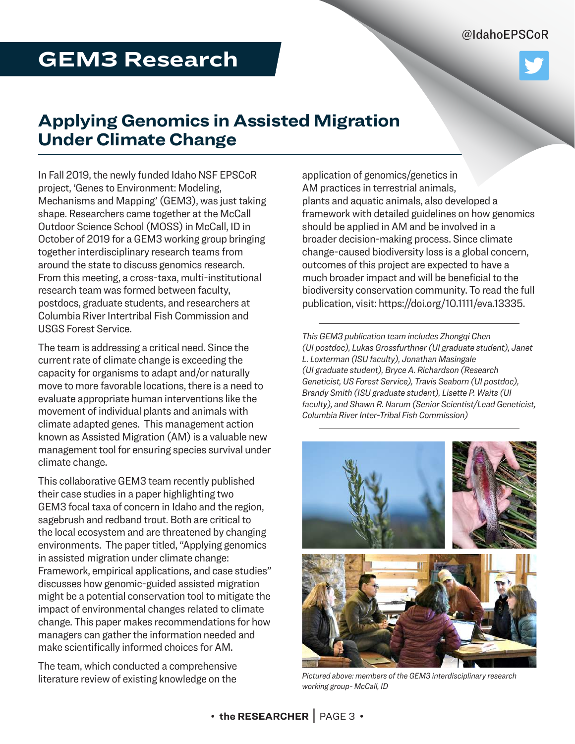# GEM3 Research

## Applying Genomics in Assisted Migration Under Climate Change

In Fall 2019, the newly funded Idaho NSF EPSCoR project, 'Genes to Environment: Modeling, Mechanisms and Mapping' (GEM3), was just taking shape. Researchers came together at the McCall Outdoor Science School (MOSS) in McCall, ID in October of 2019 for a GEM3 working group bringing together interdisciplinary research teams from around the state to discuss genomics research. From this meeting, a cross-taxa, multi-institutional research team was formed between faculty, postdocs, graduate students, and researchers at Columbia River Intertribal Fish Commission and USGS Forest Service.

The team is addressing a critical need. Since the current rate of climate change is exceeding the capacity for organisms to adapt and/or naturally move to more favorable locations, there is a need to evaluate appropriate human interventions like the movement of individual plants and animals with climate adapted genes. This management action known as Assisted Migration (AM) is a valuable new management tool for ensuring species survival under climate change.

This collaborative GEM3 team recently published their case studies in a paper highlighting two GEM3 focal taxa of concern in Idaho and the region, sagebrush and redband trout. Both are critical to the local ecosystem and are threatened by changing environments. The paper titled, "Applying genomics in assisted migration under climate change: Framework, empirical applications, and case studies" discusses how genomic-guided assisted migration might be a potential conservation tool to mitigate the impact of environmental changes related to climate change. This paper makes recommendations for how managers can gather the information needed and make scientifically informed choices for AM.

The team, which conducted a comprehensive literature review of existing knowledge on the application of genomics/genetics in AM practices in terrestrial animals, plants and aquatic animals, also developed a framework with detailed guidelines on how genomics should be applied in AM and be involved in a broader decision-making process. Since climate change-caused biodiversity loss is a global concern, outcomes of this project are expected to have a much broader impact and will be beneficial to the biodiversity conservation community. To read the full publication, visit: https://doi.org/10.1111/eva.13335.

---

*This GEM3 publication team includes Zhongqi Chen (UI postdoc), Lukas Grossfurthner (UI graduate student), Janet L. Loxterman (ISU faculty), Jonathan Masingale (UI graduate student), Bryce A. Richardson (Research Geneticist, US Forest Service), Travis Seaborn (UI postdoc), Brandy Smith (ISU graduate student), Lisette P. Waits (UI faculty), and Shawn R. Narum (Senior Scientist/Lead Geneticist, Columbia River Inter-Tribal Fish Commission)*

---

*Pictured above: members of the GEM3 interdisciplinary research working group- McCall, ID*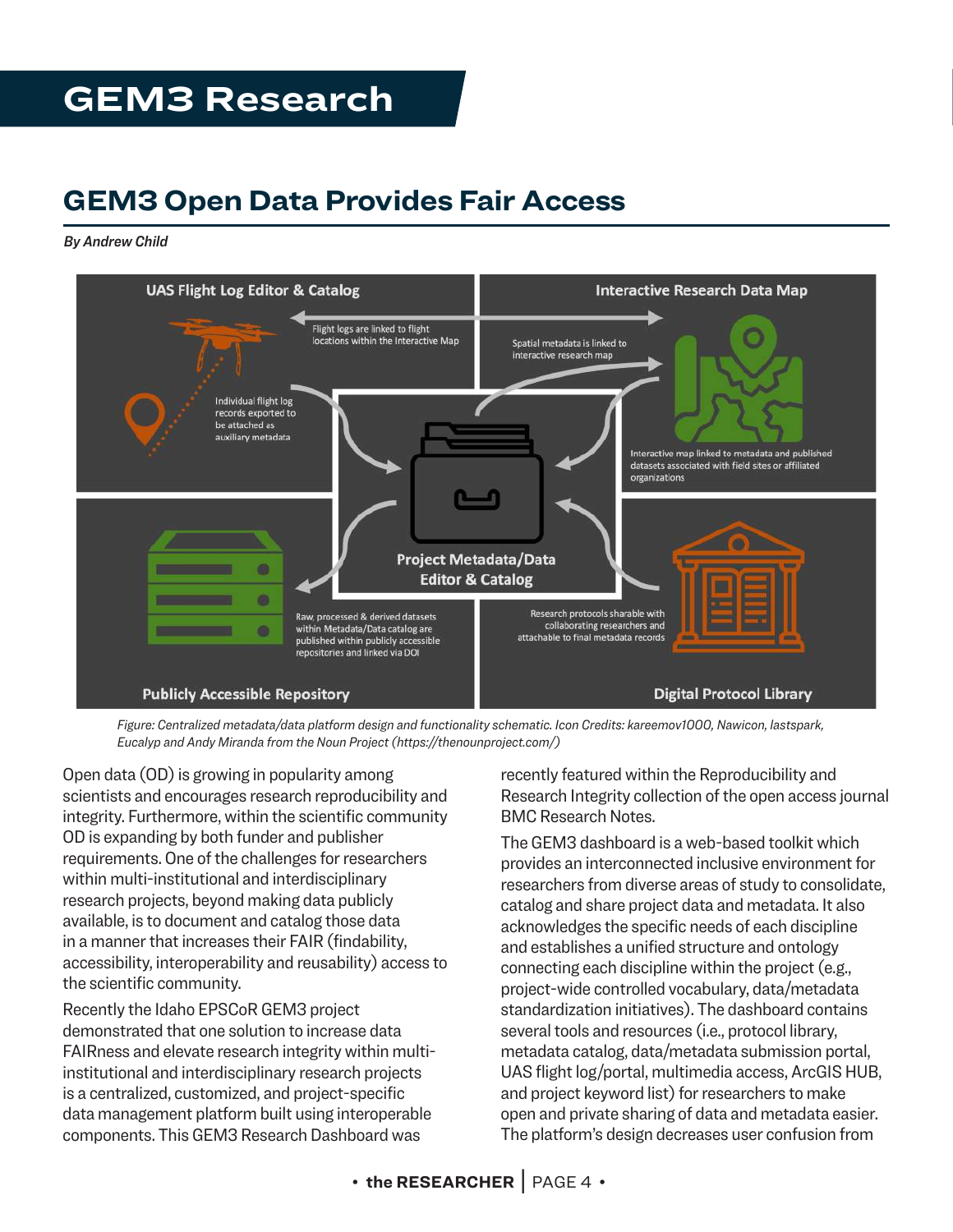# GEM3 Research

## GEM3 Open Data Provides Fair Access

*By Andrew Child*

*Figure: Centralized metadata/data platform design and functionality schematic. Icon Credits: kareemov1000, Nawicon, lastspark, Eucalyp and Andy Miranda from the Noun Project (https://thenounproject.com/)*

Open data (OD) is growing in popularity among scientists and encourages research reproducibility and integrity. Furthermore, within the scientific community OD is expanding by both funder and publisher requirements. One of the challenges for researchers within multi-institutional and interdisciplinary research projects, beyond making data publicly available, is to document and catalog those data in a manner that increases their FAIR (findability, accessibility, interoperability and reusability) access to the scientific community.

Recently the Idaho EPSCoR GEM3 project demonstrated that one solution to increase data FAIRness and elevate research integrity within multi-institutional and interdisciplinary research projects is a centralized, customized, and project-specific data management platform built using interoperable components. This GEM3 Research Dashboard was recently featured within the Reproducibility and Research Integrity collection of the open access journal BMC Research Notes.

The GEM3 dashboard is a web-based toolkit which provides an interconnected inclusive environment for researchers from diverse areas of study to consolidate, catalog and share project data and metadata. It also acknowledges the specific needs of each discipline and establishes a unified structure and ontology connecting each discipline within the project (e.g., project-wide controlled vocabulary, data/metadata standardization initiatives). The dashboard contains several tools and resources (i.e., protocol library, metadata catalog, data/metadata submission portal, UAS flight log/portal, multimedia access, ArcGIS HUB, and project keyword list) for researchers to make open and private sharing of data and metadata easier. The platform's design decreases user confusion from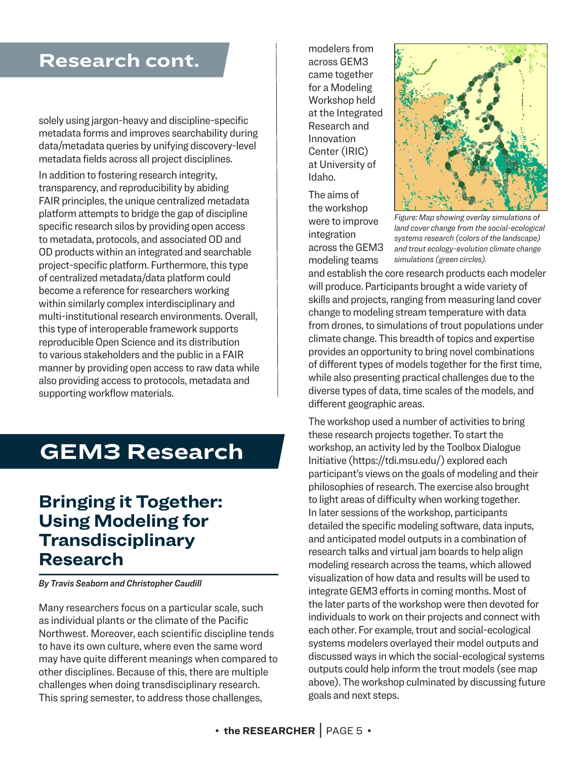# Research cont.

solely using jargon-heavy and discipline-specific metadata forms and improves searchability during data/metadata queries by unifying discovery-level metadata fields across all project disciplines.

In addition to fostering research integrity, transparency, and reproducibility by abiding FAIR principles, the unique centralized metadata platform attempts to bridge the gap of discipline specific research silos by providing open access to metadata, protocols, and associated OD and OD products within an integrated and searchable project-specific platform. Furthermore, this type of centralized metadata/data platform could become a reference for researchers working within similarly complex interdisciplinary and multi-institutional research environments. Overall, this type of interoperable framework supports reproducible Open Science and its distribution to various stakeholders and the public in a FAIR manner by providing open access to raw data while also providing access to protocols, metadata and supporting workflow materials.

# GEM3 Research

## Bringing it Together: Using Modeling for Transdisciplinary Research

***By Travis Seaborn and Christopher Caudill***

Many researchers focus on a particular scale, such as individual plants or the climate of the Pacific Northwest. Moreover, each scientific discipline tends to have its own culture, where even the same word may have quite different meanings when compared to other disciplines. Because of this, there are multiple challenges when doing transdisciplinary research. This spring semester, to address those challenges, modelers from across GEM3 came together for a Modeling Workshop held at the Integrated Research and Innovation Center (IRIC) at University of Idaho.

The aims of the workshop were to improve integration across the GEM3 modeling teams and establish the core research products each modeler will produce. Participants brought a wide variety of skills and projects, ranging from measuring land cover change to modeling stream temperature with data from drones, to simulations of trout populations under climate change. This breadth of topics and expertise provides an opportunity to bring novel combinations of different types of models together for the first time, while also presenting practical challenges due to the diverse types of data, time scales of the models, and different geographic areas.

*Figure: Map showing overlay simulations of land cover change from the social-ecological systems research (colors of the landscape) and trout ecology-evolution climate change simulations (green circles).*

The workshop used a number of activities to bring these research projects together. To start the workshop, an activity led by the Toolbox Dialogue Initiative (https://tdi.msu.edu/) explored each participant's views on the goals of modeling and their philosophies of research. The exercise also brought to light areas of difficulty when working together. In later sessions of the workshop, participants detailed the specific modeling software, data inputs, and anticipated model outputs in a combination of research talks and virtual jam boards to help align modeling research across the teams, which allowed visualization of how data and results will be used to integrate GEM3 efforts in coming months. Most of the later parts of the workshop were then devoted for individuals to work on their projects and connect with each other. For example, trout and social-ecological systems modelers overlayed their model outputs and discussed ways in which the social-ecological systems outputs could help inform the trout models (see map above). The workshop culminated by discussing future goals and next steps.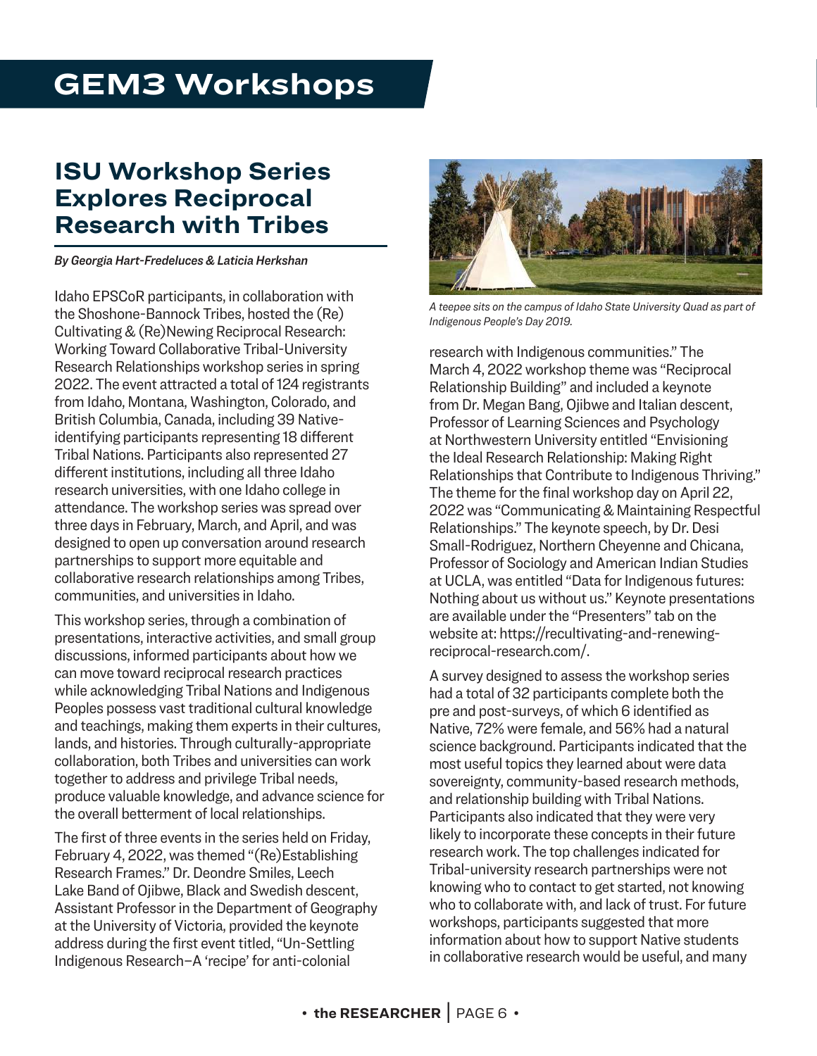# GEM3 Workshops

## ISU Workshop Series Explores Reciprocal Research with Tribes

***By Georgia Hart-Fredeluces & Laticia Herkshan***

Idaho EPSCoR participants, in collaboration with the Shoshone-Bannock Tribes, hosted the (Re) Cultivating & (Re)Newing Reciprocal Research: Working Toward Collaborative Tribal-University Research Relationships workshop series in spring 2022. The event attracted a total of 124 registrants from Idaho, Montana, Washington, Colorado, and British Columbia, Canada, including 39 Native-identifying participants representing 18 different Tribal Nations. Participants also represented 27 different institutions, including all three Idaho research universities, with one Idaho college in attendance. The workshop series was spread over three days in February, March, and April, and was designed to open up conversation around research partnerships to support more equitable and collaborative research relationships among Tribes, communities, and universities in Idaho.

This workshop series, through a combination of presentations, interactive activities, and small group discussions, informed participants about how we can move toward reciprocal research practices while acknowledging Tribal Nations and Indigenous Peoples possess vast traditional cultural knowledge and teachings, making them experts in their cultures, lands, and histories. Through culturally-appropriate collaboration, both Tribes and universities can work together to address and privilege Tribal needs, produce valuable knowledge, and advance science for the overall betterment of local relationships.

The first of three events in the series held on Friday, February 4, 2022, was themed "(Re)Establishing Research Frames." Dr. Deondre Smiles, Leech Lake Band of Ojibwe, Black and Swedish descent, Assistant Professor in the Department of Geography at the University of Victoria, provided the keynote address during the first event titled, "Un-Settling Indigenous Research–A 'recipe' for anti-colonial research with Indigenous communities." The March 4, 2022 workshop theme was "Reciprocal Relationship Building" and included a keynote from Dr. Megan Bang, Ojibwe and Italian descent, Professor of Learning Sciences and Psychology at Northwestern University entitled "Envisioning the Ideal Research Relationship: Making Right Relationships that Contribute to Indigenous Thriving." The theme for the final workshop day on April 22, 2022 was "Communicating & Maintaining Respectful Relationships." The keynote speech, by Dr. Desi Small-Rodriguez, Northern Cheyenne and Chicana, Professor of Sociology and American Indian Studies at UCLA, was entitled "Data for Indigenous futures: Nothing about us without us." Keynote presentations are available under the "Presenters" tab on the website at: https://recultivating-and-renewing-reciprocal-research.com/.

*A teepee sits on the campus of Idaho State University Quad as part of Indigenous People's Day 2019.*

A survey designed to assess the workshop series had a total of 32 participants complete both the pre and post-surveys, of which 6 identified as Native, 72% were female, and 56% had a natural science background. Participants indicated that the most useful topics they learned about were data sovereignty, community-based research methods, and relationship building with Tribal Nations. Participants also indicated that they were very likely to incorporate these concepts in their future research work. The top challenges indicated for Tribal-university research partnerships were not knowing who to contact to get started, not knowing who to collaborate with, and lack of trust. For future workshops, participants suggested that more information about how to support Native students in collaborative research would be useful, and many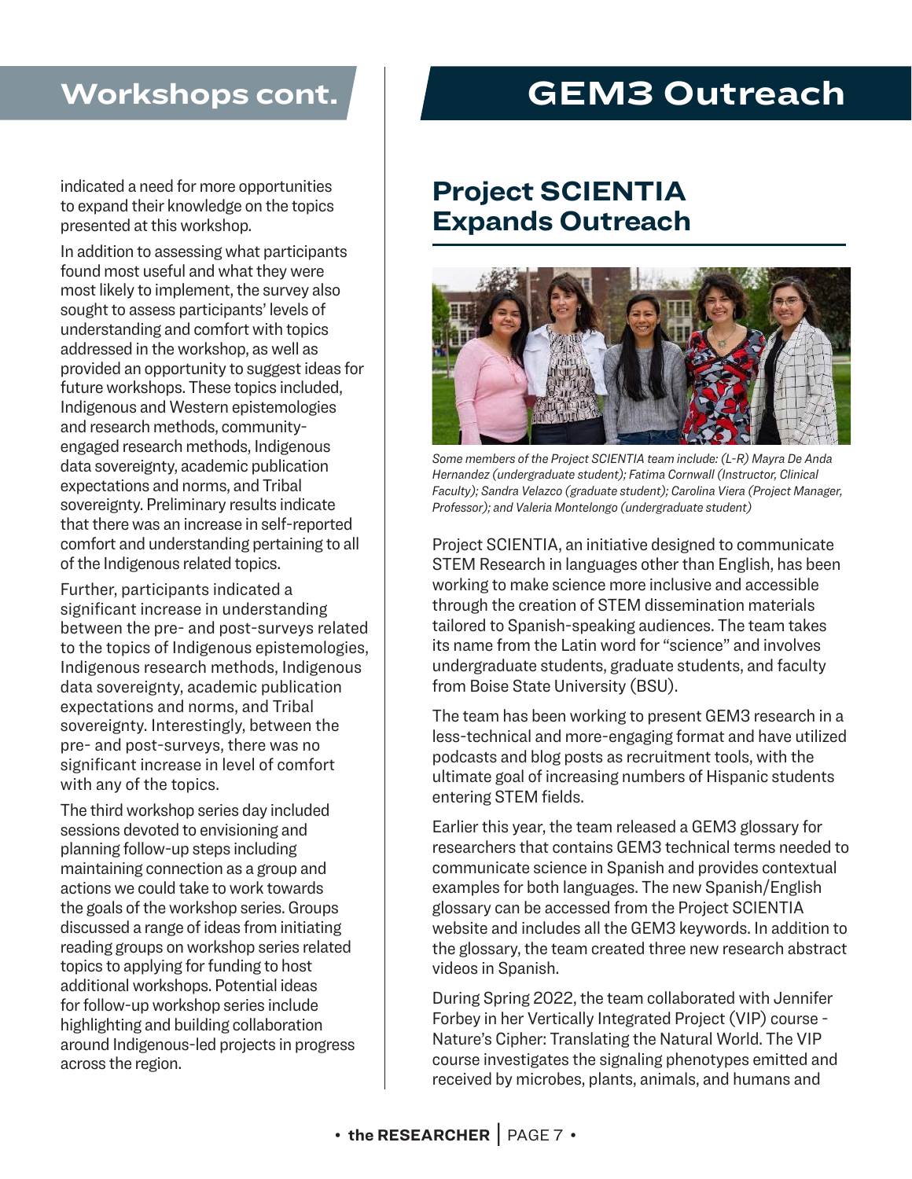## Workshops cont.

indicated a need for more opportunities to expand their knowledge on the topics presented at this workshop.

In addition to assessing what participants found most useful and what they were most likely to implement, the survey also sought to assess participants' levels of understanding and comfort with topics addressed in the workshop, as well as provided an opportunity to suggest ideas for future workshops. These topics included, Indigenous and Western epistemologies and research methods, community-engaged research methods, Indigenous data sovereignty, academic publication expectations and norms, and Tribal sovereignty. Preliminary results indicate that there was an increase in self-reported comfort and understanding pertaining to all of the Indigenous related topics.

Further, participants indicated a significant increase in understanding between the pre- and post-surveys related to the topics of Indigenous epistemologies, Indigenous research methods, Indigenous data sovereignty, academic publication expectations and norms, and Tribal sovereignty. Interestingly, between the pre- and post-surveys, there was no significant increase in level of comfort with any of the topics.

The third workshop series day included sessions devoted to envisioning and planning follow-up steps including maintaining connection as a group and actions we could take to work towards the goals of the workshop series. Groups discussed a range of ideas from initiating reading groups on workshop series related topics to applying for funding to host additional workshops. Potential ideas for follow-up workshop series include highlighting and building collaboration around Indigenous-led projects in progress across the region.

# GEM3 Outreach

## Project SCIENTIA Expands Outreach

*Some members of the Project SCIENTIA team include: (L-R) Mayra De Anda Hernandez (undergraduate student); Fatima Cornwall (Instructor, Clinical Faculty); Sandra Velazco (graduate student); Carolina Viera (Project Manager, Professor); and Valeria Montelongo (undergraduate student)*

Project SCIENTIA, an initiative designed to communicate STEM Research in languages other than English, has been working to make science more inclusive and accessible through the creation of STEM dissemination materials tailored to Spanish-speaking audiences. The team takes its name from the Latin word for "science" and involves undergraduate students, graduate students, and faculty from Boise State University (BSU).

The team has been working to present GEM3 research in a less-technical and more-engaging format and have utilized podcasts and blog posts as recruitment tools, with the ultimate goal of increasing numbers of Hispanic students entering STEM fields.

Earlier this year, the team released a GEM3 glossary for researchers that contains GEM3 technical terms needed to communicate science in Spanish and provides contextual examples for both languages. The new Spanish/English glossary can be accessed from the Project SCIENTIA website and includes all the GEM3 keywords. In addition to the glossary, the team created three new research abstract videos in Spanish.

During Spring 2022, the team collaborated with Jennifer Forbey in her Vertically Integrated Project (VIP) course - Nature's Cipher: Translating the Natural World. The VIP course investigates the signaling phenotypes emitted and received by microbes, plants, animals, and humans and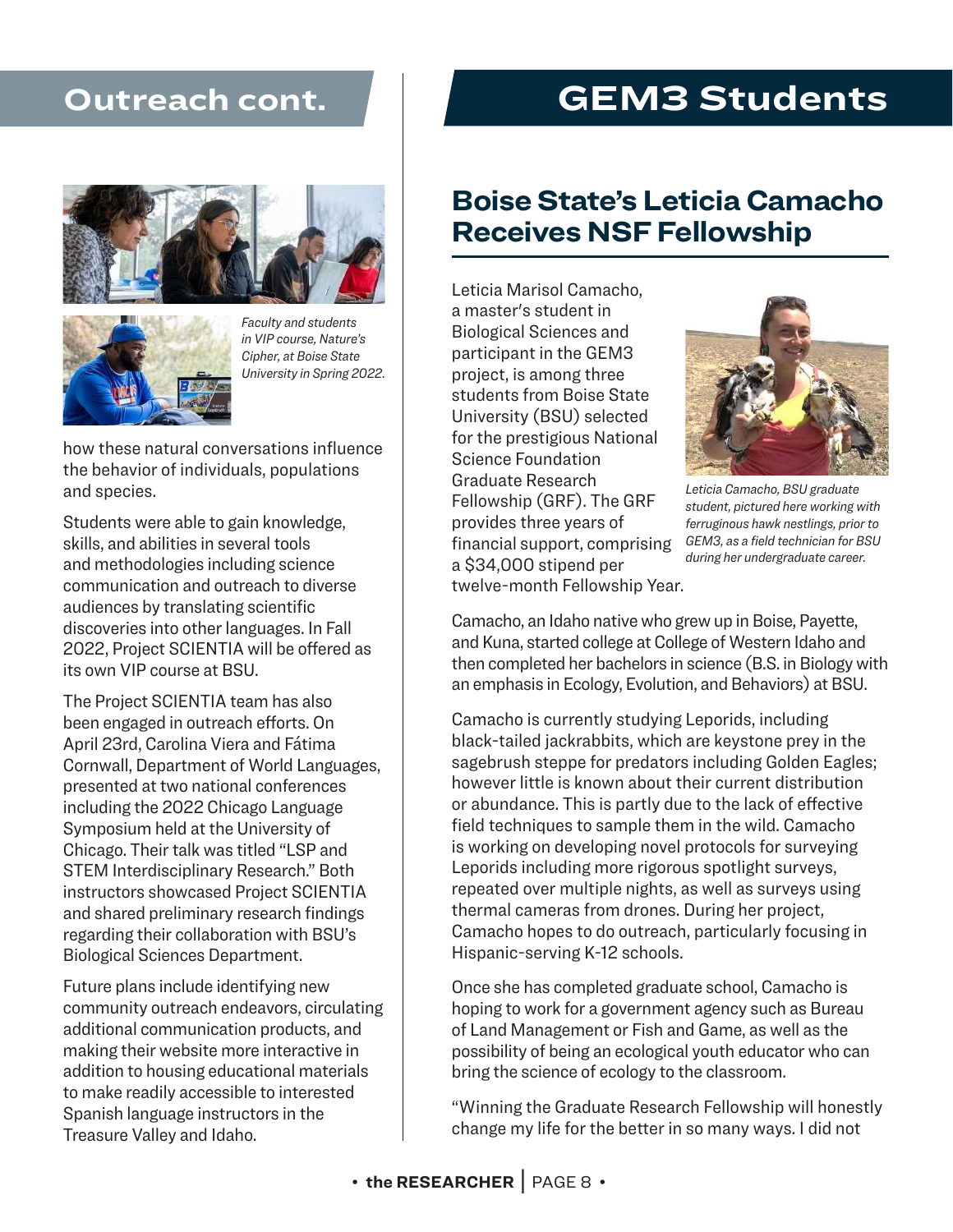## Outreach cont.

*Faculty and students in VIP course, Nature's Cipher, at Boise State University in Spring 2022.*

how these natural conversations influence the behavior of individuals, populations and species.

Students were able to gain knowledge, skills, and abilities in several tools and methodologies including science communication and outreach to diverse audiences by translating scientific discoveries into other languages. In Fall 2022, Project SCIENTIA will be offered as its own VIP course at BSU.

The Project SCIENTIA team has also been engaged in outreach efforts. On April 23rd, Carolina Viera and Fátima Cornwall, Department of World Languages, presented at two national conferences including the 2022 Chicago Language Symposium held at the University of Chicago. Their talk was titled "LSP and STEM Interdisciplinary Research." Both instructors showcased Project SCIENTIA and shared preliminary research findings regarding their collaboration with BSU's Biological Sciences Department.

Future plans include identifying new community outreach endeavors, circulating additional communication products, and making their website more interactive in addition to housing educational materials to make readily accessible to interested Spanish language instructors in the Treasure Valley and Idaho.

## GEM3 Students

### Boise State's Leticia Camacho Receives NSF Fellowship

Leticia Marisol Camacho, a master's student in Biological Sciences and participant in the GEM3 project, is among three students from Boise State University (BSU) selected for the prestigious National Science Foundation Graduate Research Fellowship (GRF). The GRF provides three years of financial support, comprising a $34,000 stipend per twelve-month Fellowship Year.

*Leticia Camacho, BSU graduate student, pictured here working with ferruginous hawk nestlings, prior to GEM3, as a field technician for BSU during her undergraduate career.*

Camacho, an Idaho native who grew up in Boise, Payette, and Kuna, started college at College of Western Idaho and then completed her bachelors in science (B.S. in Biology with an emphasis in Ecology, Evolution, and Behaviors) at BSU.

Camacho is currently studying Leporids, including black-tailed jackrabbits, which are keystone prey in the sagebrush steppe for predators including Golden Eagles; however little is known about their current distribution or abundance. This is partly due to the lack of effective field techniques to sample them in the wild. Camacho is working on developing novel protocols for surveying Leporids including more rigorous spotlight surveys, repeated over multiple nights, as well as surveys using thermal cameras from drones. During her project, Camacho hopes to do outreach, particularly focusing in Hispanic-serving K-12 schools.

Once she has completed graduate school, Camacho is hoping to work for a government agency such as Bureau of Land Management or Fish and Game, as well as the possibility of being an ecological youth educator who can bring the science of ecology to the classroom.

"Winning the Graduate Research Fellowship will honestly change my life for the better in so many ways. I did not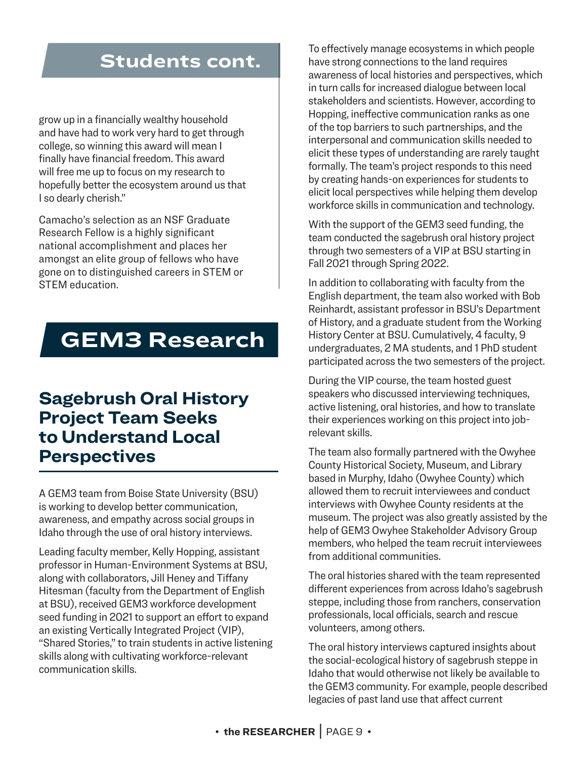## Students cont.

grow up in a financially wealthy household and have had to work very hard to get through college, so winning this award will mean I finally have financial freedom. This award will free me up to focus on my research to hopefully better the ecosystem around us that I so dearly cherish."

Camacho's selection as an NSF Graduate Research Fellow is a highly significant national accomplishment and places her amongst an elite group of fellows who have gone on to distinguished careers in STEM or STEM education.

# GEM3 Research

## Sagebrush Oral History Project Team Seeks to Understand Local Perspectives

A GEM3 team from Boise State University (BSU) is working to develop better communication, awareness, and empathy across social groups in Idaho through the use of oral history interviews.

Leading faculty member, Kelly Hopping, assistant professor in Human-Environment Systems at BSU, along with collaborators, Jill Heney and Tiffany Hitesman (faculty from the Department of English at BSU), received GEM3 workforce development seed funding in 2021 to support an effort to expand an existing Vertically Integrated Project (VIP), "Shared Stories," to train students in active listening skills along with cultivating workforce-relevant communication skills.

To effectively manage ecosystems in which people have strong connections to the land requires awareness of local histories and perspectives, which in turn calls for increased dialogue between local stakeholders and scientists. However, according to Hopping, ineffective communication ranks as one of the top barriers to such partnerships, and the interpersonal and communication skills needed to elicit these types of understanding are rarely taught formally. The team's project responds to this need by creating hands-on experiences for students to elicit local perspectives while helping them develop workforce skills in communication and technology.

With the support of the GEM3 seed funding, the team conducted the sagebrush oral history project through two semesters of a VIP at BSU starting in Fall 2021 through Spring 2022.

In addition to collaborating with faculty from the English department, the team also worked with Bob Reinhardt, assistant professor in BSU's Department of History, and a graduate student from the Working History Center at BSU. Cumulatively, 4 faculty, 9 undergraduates, 2 MA students, and 1 PhD student participated across the two semesters of the project.

During the VIP course, the team hosted guest speakers who discussed interviewing techniques, active listening, oral histories, and how to translate their experiences working on this project into job-relevant skills.

The team also formally partnered with the Owyhee County Historical Society, Museum, and Library based in Murphy, Idaho (Owyhee County) which allowed them to recruit interviewees and conduct interviews with Owyhee County residents at the museum. The project was also greatly assisted by the help of GEM3 Owyhee Stakeholder Advisory Group members, who helped the team recruit interviewees from additional communities.

The oral histories shared with the team represented different experiences from across Idaho's sagebrush steppe, including those from ranchers, conservation professionals, local officials, search and rescue volunteers, among others.

The oral history interviews captured insights about the social-ecological history of sagebrush steppe in Idaho that would otherwise not likely be available to the GEM3 community. For example, people described legacies of past land use that affect current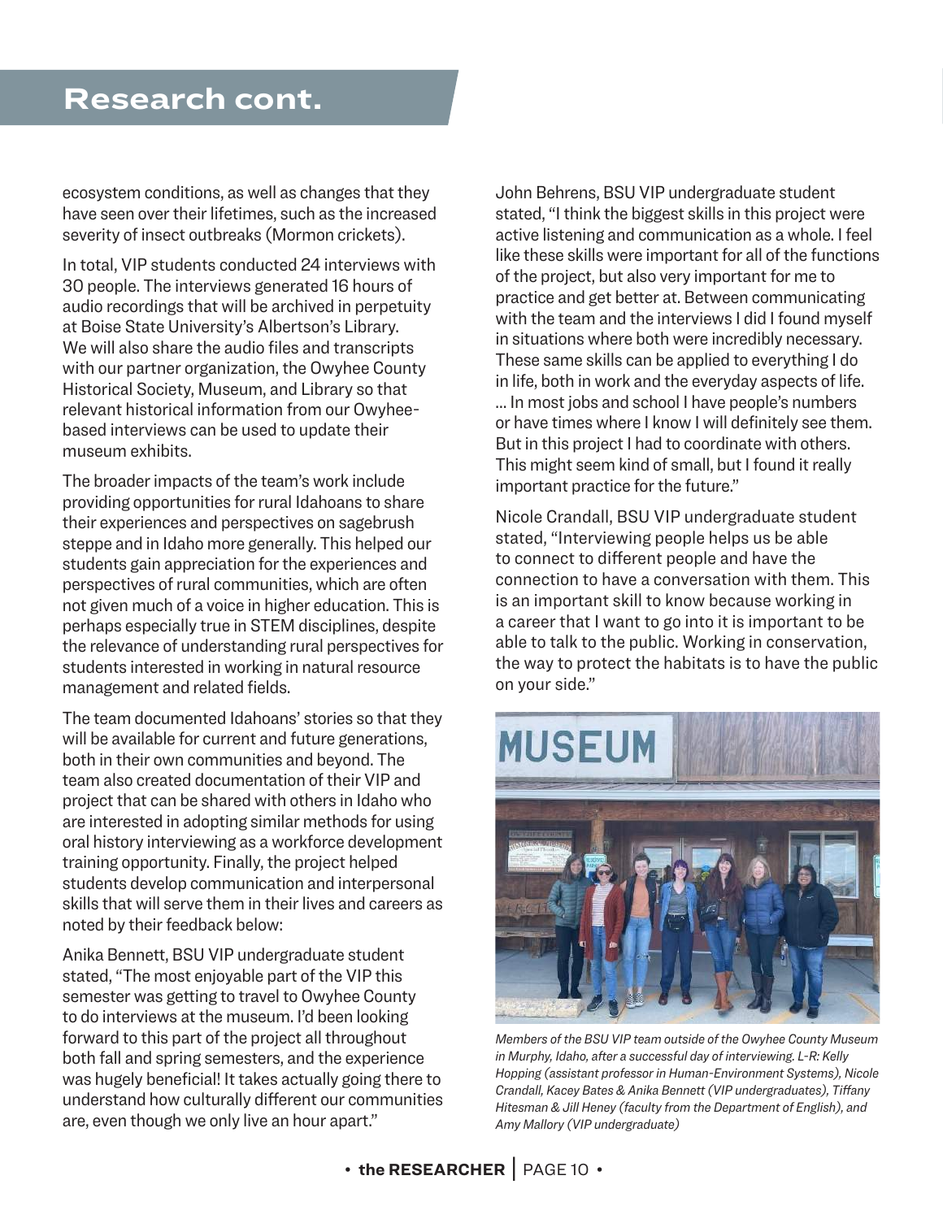## Research cont.

ecosystem conditions, as well as changes that they have seen over their lifetimes, such as the increased severity of insect outbreaks (Mormon crickets).

In total, VIP students conducted 24 interviews with 30 people. The interviews generated 16 hours of audio recordings that will be archived in perpetuity at Boise State University's Albertson's Library. We will also share the audio files and transcripts with our partner organization, the Owyhee County Historical Society, Museum, and Library so that relevant historical information from our Owyhee-based interviews can be used to update their museum exhibits.

The broader impacts of the team's work include providing opportunities for rural Idahoans to share their experiences and perspectives on sagebrush steppe and in Idaho more generally. This helped our students gain appreciation for the experiences and perspectives of rural communities, which are often not given much of a voice in higher education. This is perhaps especially true in STEM disciplines, despite the relevance of understanding rural perspectives for students interested in working in natural resource management and related fields.

The team documented Idahoans' stories so that they will be available for current and future generations, both in their own communities and beyond. The team also created documentation of their VIP and project that can be shared with others in Idaho who are interested in adopting similar methods for using oral history interviewing as a workforce development training opportunity. Finally, the project helped students develop communication and interpersonal skills that will serve them in their lives and careers as noted by their feedback below:

Anika Bennett, BSU VIP undergraduate student stated, "The most enjoyable part of the VIP this semester was getting to travel to Owyhee County to do interviews at the museum. I'd been looking forward to this part of the project all throughout both fall and spring semesters, and the experience was hugely beneficial! It takes actually going there to understand how culturally different our communities are, even though we only live an hour apart."

John Behrens, BSU VIP undergraduate student stated, "I think the biggest skills in this project were active listening and communication as a whole. I feel like these skills were important for all of the functions of the project, but also very important for me to practice and get better at. Between communicating with the team and the interviews I did I found myself in situations where both were incredibly necessary. These same skills can be applied to everything I do in life, both in work and the everyday aspects of life. ... In most jobs and school I have people's numbers or have times where I know I will definitely see them. But in this project I had to coordinate with others. This might seem kind of small, but I found it really important practice for the future."

Nicole Crandall, BSU VIP undergraduate student stated, "Interviewing people helps us be able to connect to different people and have the connection to have a conversation with them. This is an important skill to know because working in a career that I want to go into it is important to be able to talk to the public. Working in conservation, the way to protect the habitats is to have the public on your side."

*Members of the BSU VIP team outside of the Owyhee County Museum in Murphy, Idaho, after a successful day of interviewing. L-R: Kelly Hopping (assistant professor in Human-Environment Systems), Nicole Crandall, Kacey Bates & Anika Bennett (VIP undergraduates), Tiffany Hitesman & Jill Heney (faculty from the Department of English), and Amy Mallory (VIP undergraduate)*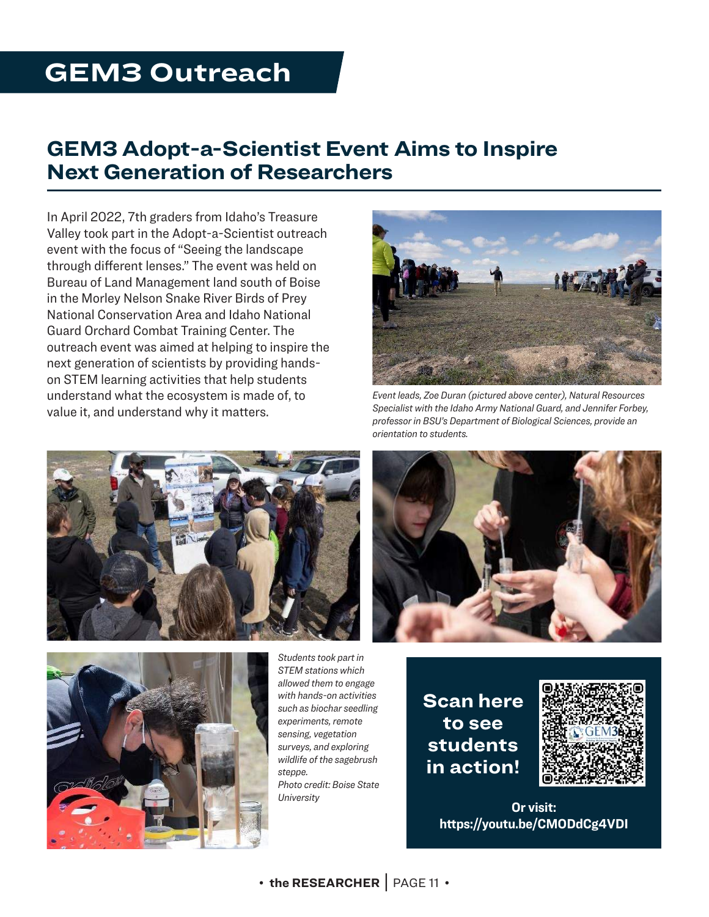# GEM3 Outreach

## GEM3 Adopt-a-Scientist Event Aims to Inspire Next Generation of Researchers

In April 2022, 7th graders from Idaho's Treasure Valley took part in the Adopt-a-Scientist outreach event with the focus of "Seeing the landscape through different lenses." The event was held on Bureau of Land Management land south of Boise in the Morley Nelson Snake River Birds of Prey National Conservation Area and Idaho National Guard Orchard Combat Training Center. The outreach event was aimed at helping to inspire the next generation of scientists by providing hands-on STEM learning activities that help students understand what the ecosystem is made of, to value it, and understand why it matters.

*Event leads, Zoe Duran (pictured above center), Natural Resources Specialist with the Idaho Army National Guard, and Jennifer Forbey, professor in BSU's Department of Biological Sciences, provide an orientation to students.*

*Students took part in STEM stations which allowed them to engage with hands-on activities such as biochar seedling experiments, remote sensing, vegetation surveys, and exploring wildlife of the sagebrush steppe.*
*Photo credit: Boise State University*

**Scan here to see students in action!**

**Or visit: https://youtu.be/CMODdCg4VDI**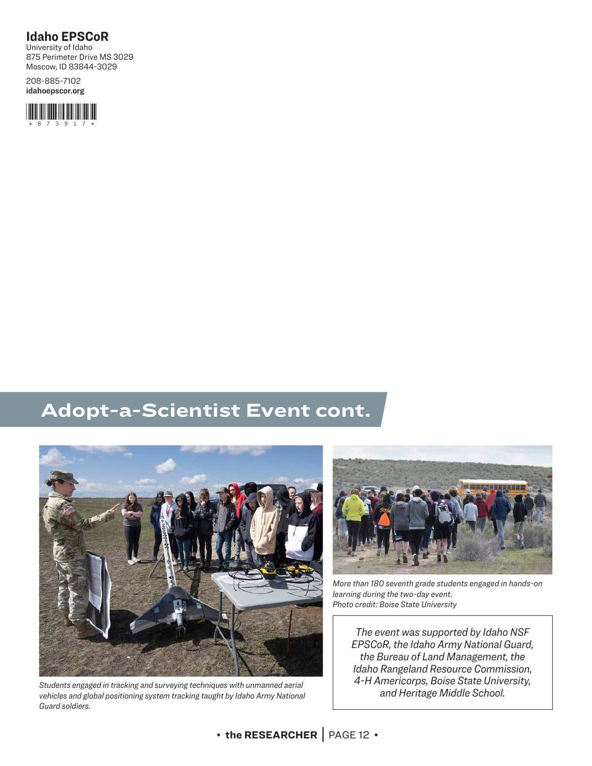**Idaho EPSCoR**
University of Idaho
875 Perimeter Drive MS 3029
Moscow, ID 83844-3029

208-885-7102
**idahoepscor.org**

## Adopt-a-Scientist Event cont.

*Students engaged in tracking and surveying techniques with unmanned aerial vehicles and global positioning system tracking taught by Idaho Army National Guard soldiers.*

*More than 180 seventh grade students engaged in hands-on learning during the two-day event.*
*Photo credit: Boise State University*

*The event was supported by Idaho NSF EPSCoR, the Idaho Army National Guard, the Bureau of Land Management, the Idaho Rangeland Resource Commission, 4-H Americorps, Boise State University, and Heritage Middle School.*